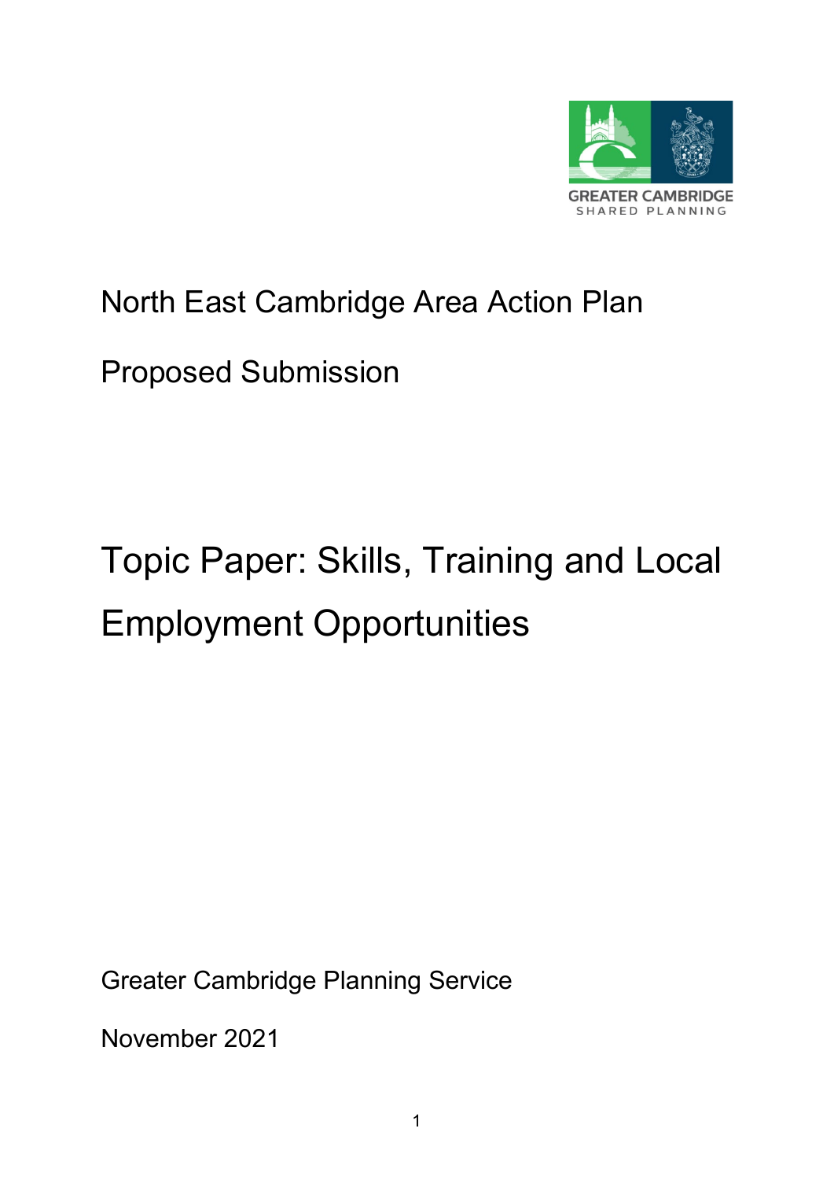GREATER CAMBRIDGE
SHARED PLANNING

North East Cambridge Area Action Plan

Proposed Submission

# Topic Paper: Skills, Training and Local Employment Opportunities

Greater Cambridge Planning Service

November 2021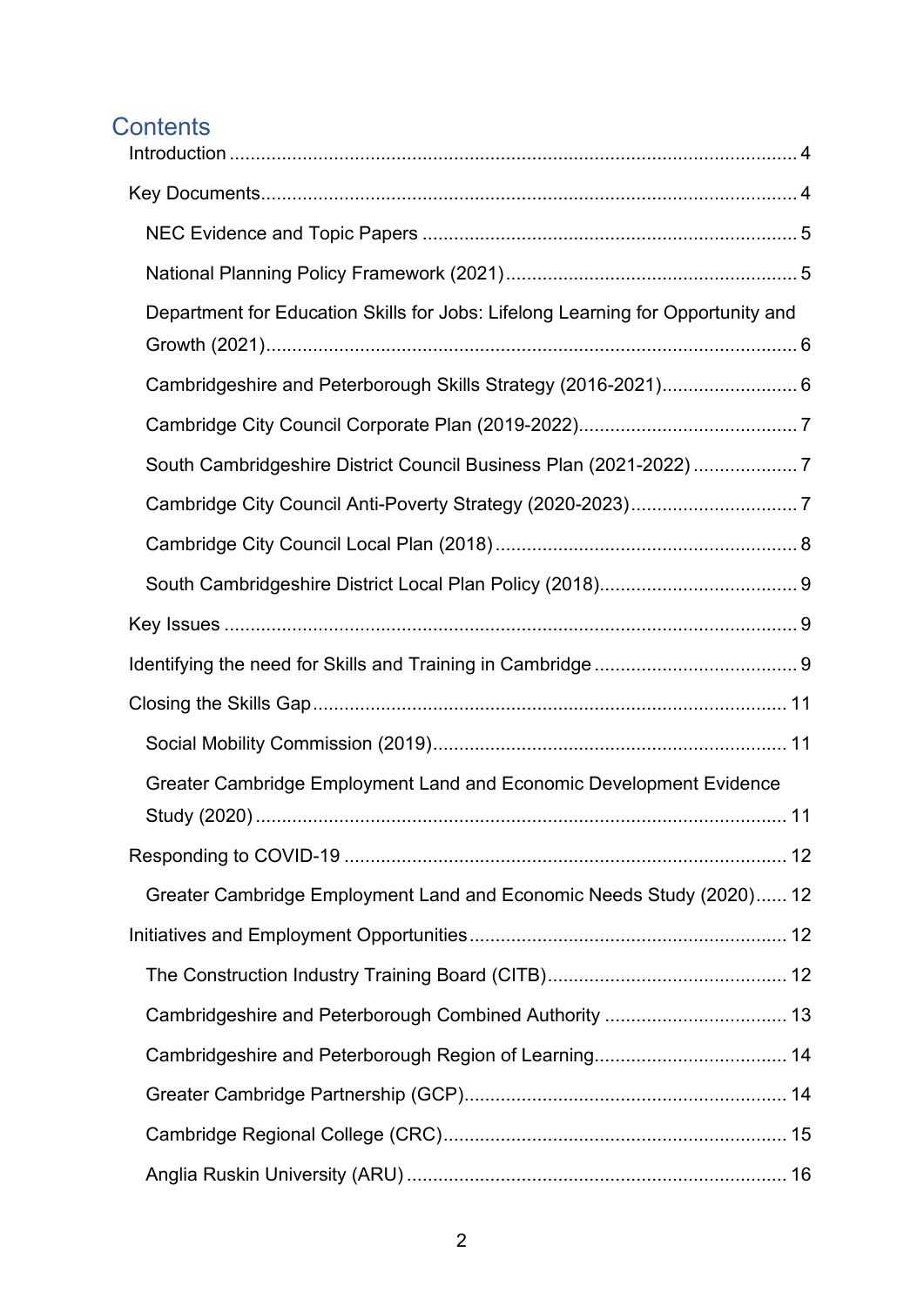# Contents

- Introduction ..... 4
- Key Documents ..... 4
  - NEC Evidence and Topic Papers ..... 5
  - National Planning Policy Framework (2021) ..... 5
  - Department for Education Skills for Jobs: Lifelong Learning for Opportunity and Growth (2021) ..... 6
  - Cambridgeshire and Peterborough Skills Strategy (2016-2021) ..... 6
  - Cambridge City Council Corporate Plan (2019-2022) ..... 7
  - South Cambridgeshire District Council Business Plan (2021-2022) ..... 7
  - Cambridge City Council Anti-Poverty Strategy (2020-2023) ..... 7
  - Cambridge City Council Local Plan (2018) ..... 8
  - South Cambridgeshire District Local Plan Policy (2018) ..... 9
- Key Issues ..... 9
- Identifying the need for Skills and Training in Cambridge ..... 9
- Closing the Skills Gap ..... 11
  - Social Mobility Commission (2019) ..... 11
  - Greater Cambridge Employment Land and Economic Development Evidence Study (2020) ..... 11
- Responding to COVID-19 ..... 12
  - Greater Cambridge Employment Land and Economic Needs Study (2020) ..... 12
- Initiatives and Employment Opportunities ..... 12
  - The Construction Industry Training Board (CITB) ..... 12
  - Cambridgeshire and Peterborough Combined Authority ..... 13
  - Cambridgeshire and Peterborough Region of Learning ..... 14
  - Greater Cambridge Partnership (GCP) ..... 14
  - Cambridge Regional College (CRC) ..... 15
  - Anglia Ruskin University (ARU) ..... 16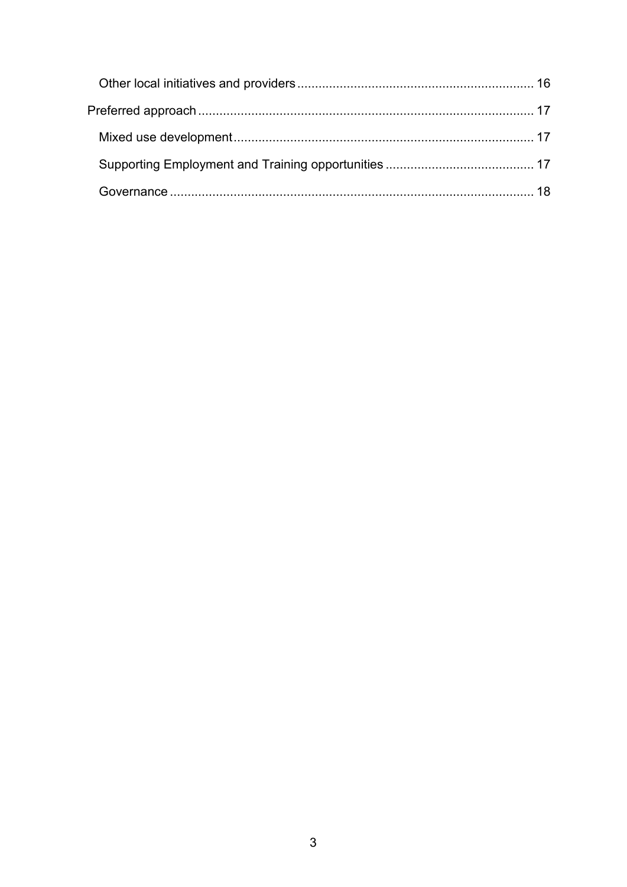Other local initiatives and providers .................................................................. 16

Preferred approach .............................................................................................. 17

Mixed use development .................................................................................... 17

Supporting Employment and Training opportunities .......................................... 17

Governance ...................................................................................................... 18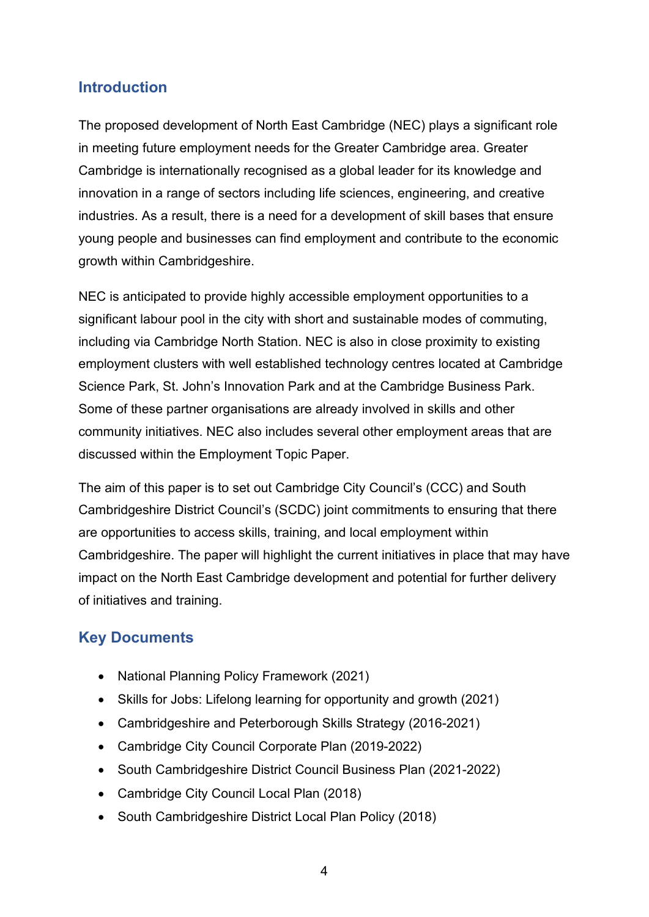## Introduction

The proposed development of North East Cambridge (NEC) plays a significant role in meeting future employment needs for the Greater Cambridge area. Greater Cambridge is internationally recognised as a global leader for its knowledge and innovation in a range of sectors including life sciences, engineering, and creative industries. As a result, there is a need for a development of skill bases that ensure young people and businesses can find employment and contribute to the economic growth within Cambridgeshire.

NEC is anticipated to provide highly accessible employment opportunities to a significant labour pool in the city with short and sustainable modes of commuting, including via Cambridge North Station. NEC is also in close proximity to existing employment clusters with well established technology centres located at Cambridge Science Park, St. John's Innovation Park and at the Cambridge Business Park. Some of these partner organisations are already involved in skills and other community initiatives. NEC also includes several other employment areas that are discussed within the Employment Topic Paper.

The aim of this paper is to set out Cambridge City Council's (CCC) and South Cambridgeshire District Council's (SCDC) joint commitments to ensuring that there are opportunities to access skills, training, and local employment within Cambridgeshire. The paper will highlight the current initiatives in place that may have impact on the North East Cambridge development and potential for further delivery of initiatives and training.

## Key Documents

- National Planning Policy Framework (2021)
- Skills for Jobs: Lifelong learning for opportunity and growth (2021)
- Cambridgeshire and Peterborough Skills Strategy (2016-2021)
- Cambridge City Council Corporate Plan (2019-2022)
- South Cambridgeshire District Council Business Plan (2021-2022)
- Cambridge City Council Local Plan (2018)
- South Cambridgeshire District Local Plan Policy (2018)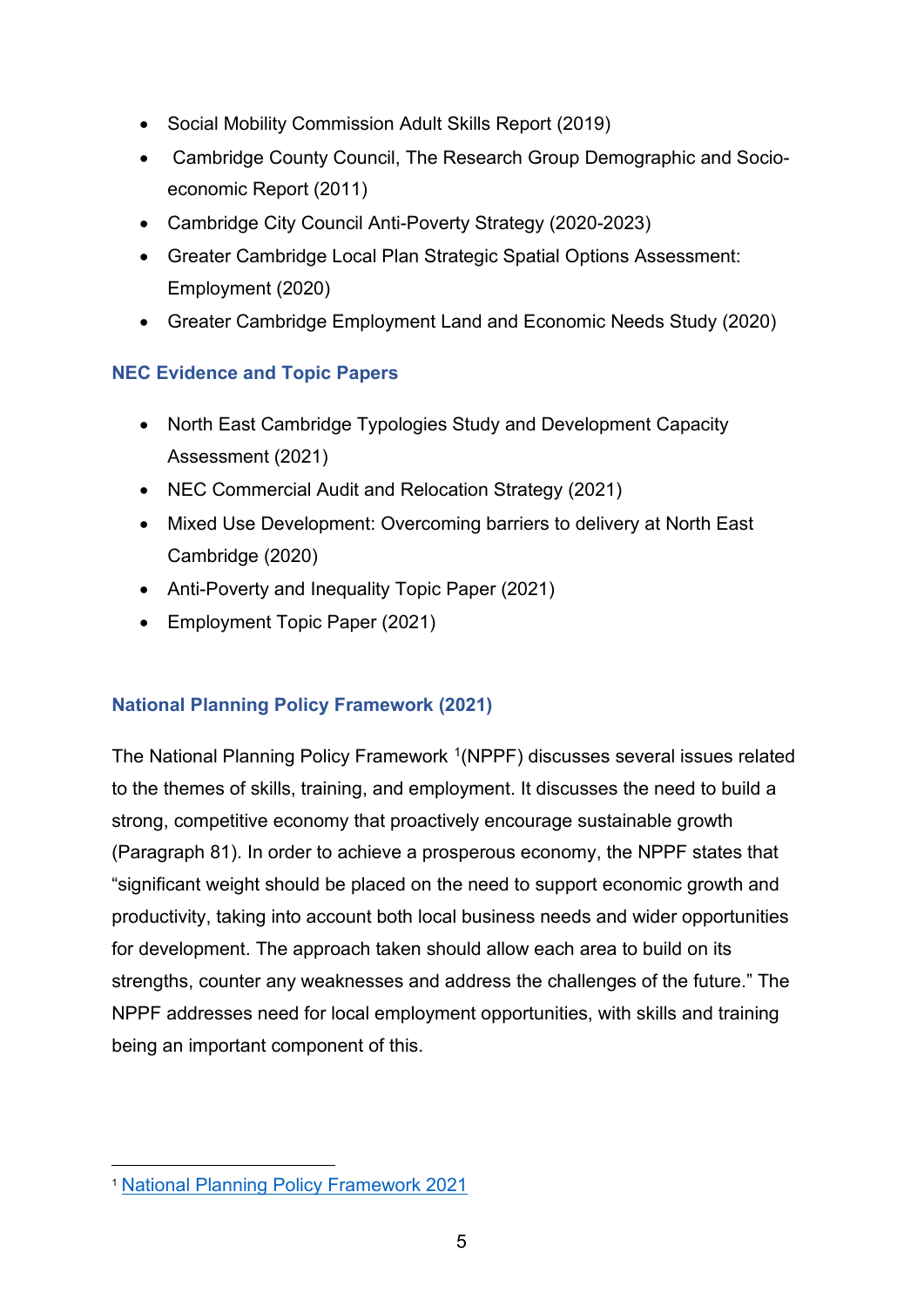- Social Mobility Commission Adult Skills Report (2019)
- Cambridge County Council, The Research Group Demographic and Socio-economic Report (2011)
- Cambridge City Council Anti-Poverty Strategy (2020-2023)
- Greater Cambridge Local Plan Strategic Spatial Options Assessment: Employment (2020)
- Greater Cambridge Employment Land and Economic Needs Study (2020)

### NEC Evidence and Topic Papers

- North East Cambridge Typologies Study and Development Capacity Assessment (2021)
- NEC Commercial Audit and Relocation Strategy (2021)
- Mixed Use Development: Overcoming barriers to delivery at North East Cambridge (2020)
- Anti-Poverty and Inequality Topic Paper (2021)
- Employment Topic Paper (2021)

### National Planning Policy Framework (2021)

The National Planning Policy Framework [1](NPPF) discusses several issues related to the themes of skills, training, and employment. It discusses the need to build a strong, competitive economy that proactively encourage sustainable growth (Paragraph 81). In order to achieve a prosperous economy, the NPPF states that "significant weight should be placed on the need to support economic growth and productivity, taking into account both local business needs and wider opportunities for development. The approach taken should allow each area to build on its strengths, counter any weaknesses and address the challenges of the future." The NPPF addresses need for local employment opportunities, with skills and training being an important component of this.

---

[1] National Planning Policy Framework 2021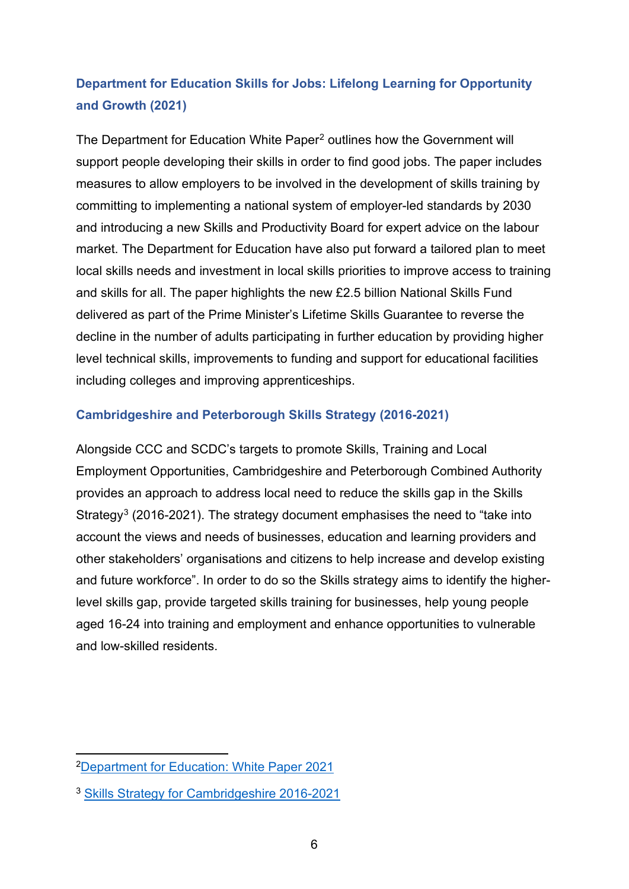### Department for Education Skills for Jobs: Lifelong Learning for Opportunity and Growth (2021)

The Department for Education White Paper[2] outlines how the Government will support people developing their skills in order to find good jobs. The paper includes measures to allow employers to be involved in the development of skills training by committing to implementing a national system of employer-led standards by 2030 and introducing a new Skills and Productivity Board for expert advice on the labour market. The Department for Education have also put forward a tailored plan to meet local skills needs and investment in local skills priorities to improve access to training and skills for all. The paper highlights the new £2.5 billion National Skills Fund delivered as part of the Prime Minister's Lifetime Skills Guarantee to reverse the decline in the number of adults participating in further education by providing higher level technical skills, improvements to funding and support for educational facilities including colleges and improving apprenticeships.

### Cambridgeshire and Peterborough Skills Strategy (2016-2021)

Alongside CCC and SCDC's targets to promote Skills, Training and Local Employment Opportunities, Cambridgeshire and Peterborough Combined Authority provides an approach to address local need to reduce the skills gap in the Skills Strategy[3] (2016-2021). The strategy document emphasises the need to "take into account the views and needs of businesses, education and learning providers and other stakeholders' organisations and citizens to help increase and develop existing and future workforce". In order to do so the Skills strategy aims to identify the higher-level skills gap, provide targeted skills training for businesses, help young people aged 16-24 into training and employment and enhance opportunities to vulnerable and low-skilled residents.

---

[2] Department for Education: White Paper 2021

[3] Skills Strategy for Cambridgeshire 2016-2021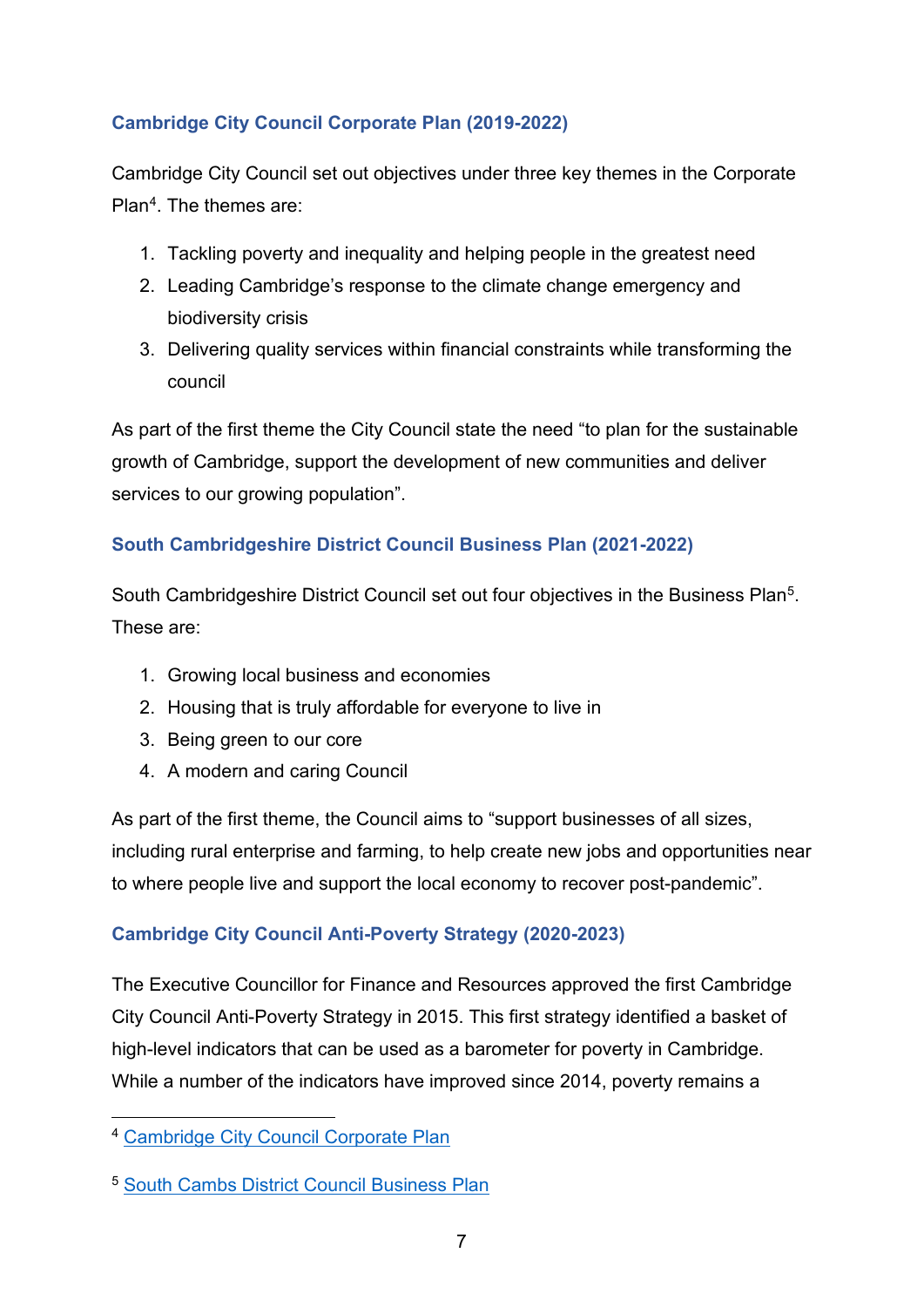### Cambridge City Council Corporate Plan (2019-2022)

Cambridge City Council set out objectives under three key themes in the Corporate Plan[4]. The themes are:

1. Tackling poverty and inequality and helping people in the greatest need
2. Leading Cambridge's response to the climate change emergency and biodiversity crisis
3. Delivering quality services within financial constraints while transforming the council

As part of the first theme the City Council state the need "to plan for the sustainable growth of Cambridge, support the development of new communities and deliver services to our growing population".

### South Cambridgeshire District Council Business Plan (2021-2022)

South Cambridgeshire District Council set out four objectives in the Business Plan[5]. These are:

1. Growing local business and economies
2. Housing that is truly affordable for everyone to live in
3. Being green to our core
4. A modern and caring Council

As part of the first theme, the Council aims to "support businesses of all sizes, including rural enterprise and farming, to help create new jobs and opportunities near to where people live and support the local economy to recover post-pandemic".

### Cambridge City Council Anti-Poverty Strategy (2020-2023)

The Executive Councillor for Finance and Resources approved the first Cambridge City Council Anti-Poverty Strategy in 2015. This first strategy identified a basket of high-level indicators that can be used as a barometer for poverty in Cambridge. While a number of the indicators have improved since 2014, poverty remains a

---

[4] Cambridge City Council Corporate Plan

[5] South Cambs District Council Business Plan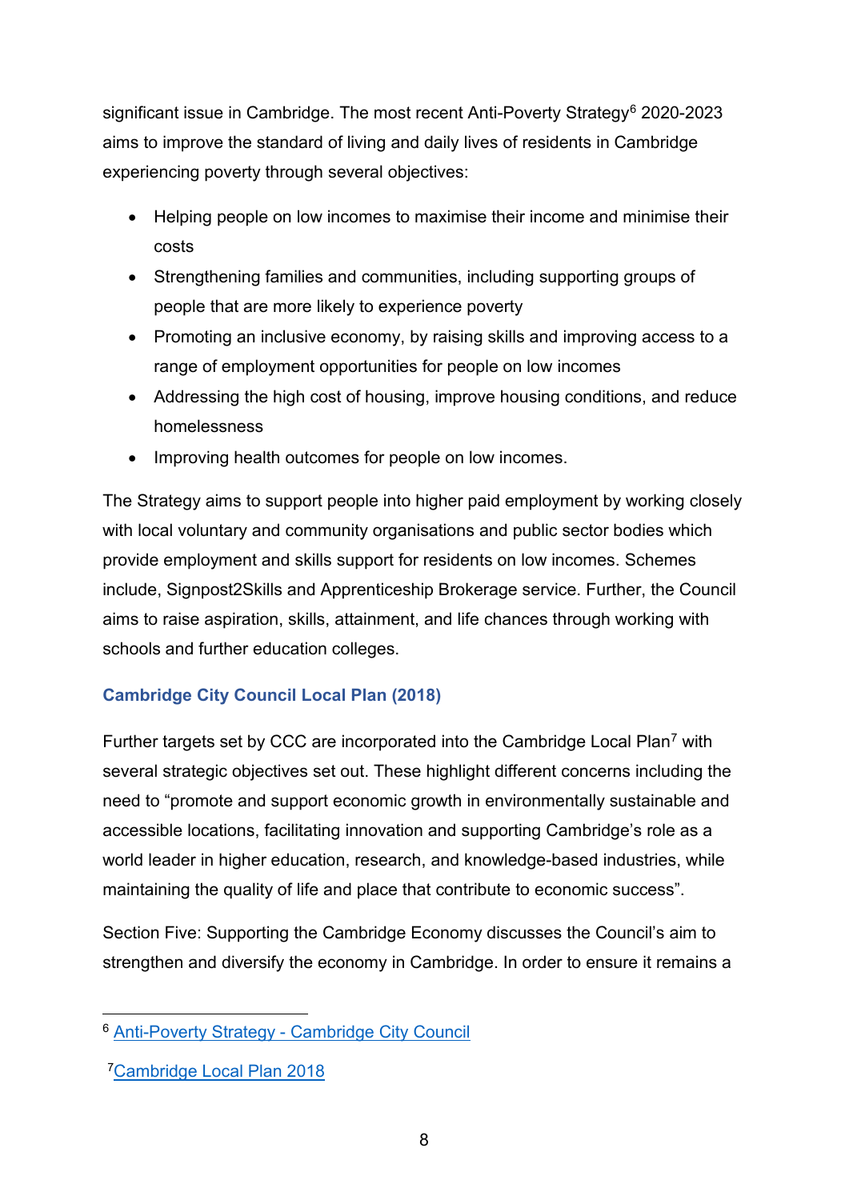significant issue in Cambridge. The most recent Anti-Poverty Strategy[6] 2020-2023 aims to improve the standard of living and daily lives of residents in Cambridge experiencing poverty through several objectives:

- Helping people on low incomes to maximise their income and minimise their costs
- Strengthening families and communities, including supporting groups of people that are more likely to experience poverty
- Promoting an inclusive economy, by raising skills and improving access to a range of employment opportunities for people on low incomes
- Addressing the high cost of housing, improve housing conditions, and reduce homelessness
- Improving health outcomes for people on low incomes.

The Strategy aims to support people into higher paid employment by working closely with local voluntary and community organisations and public sector bodies which provide employment and skills support for residents on low incomes. Schemes include, Signpost2Skills and Apprenticeship Brokerage service. Further, the Council aims to raise aspiration, skills, attainment, and life chances through working with schools and further education colleges.

### Cambridge City Council Local Plan (2018)

Further targets set by CCC are incorporated into the Cambridge Local Plan[7] with several strategic objectives set out. These highlight different concerns including the need to "promote and support economic growth in environmentally sustainable and accessible locations, facilitating innovation and supporting Cambridge's role as a world leader in higher education, research, and knowledge-based industries, while maintaining the quality of life and place that contribute to economic success".

Section Five: Supporting the Cambridge Economy discusses the Council's aim to strengthen and diversify the economy in Cambridge. In order to ensure it remains a

---

[6] Anti-Poverty Strategy - Cambridge City Council

[7] Cambridge Local Plan 2018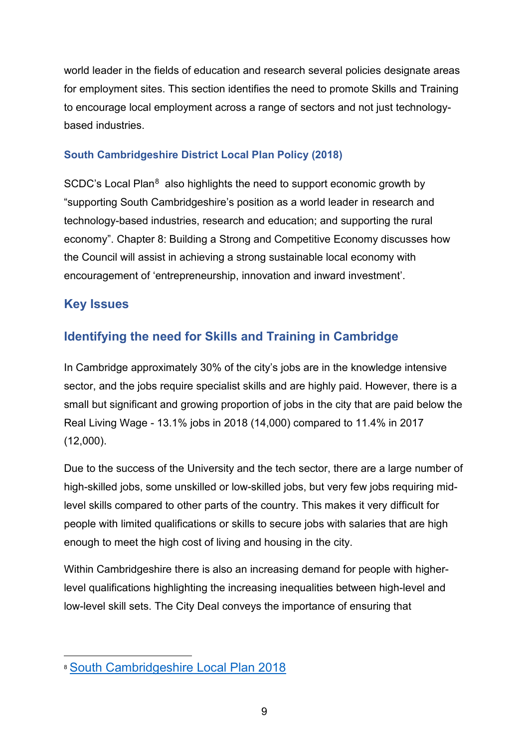world leader in the fields of education and research several policies designate areas for employment sites. This section identifies the need to promote Skills and Training to encourage local employment across a range of sectors and not just technology-based industries.

### South Cambridgeshire District Local Plan Policy (2018)

SCDC's Local Plan[8] also highlights the need to support economic growth by "supporting South Cambridgeshire's position as a world leader in research and technology-based industries, research and education; and supporting the rural economy". Chapter 8: Building a Strong and Competitive Economy discusses how the Council will assist in achieving a strong sustainable local economy with encouragement of 'entrepreneurship, innovation and inward investment'.

## Key Issues

## Identifying the need for Skills and Training in Cambridge

In Cambridge approximately 30% of the city's jobs are in the knowledge intensive sector, and the jobs require specialist skills and are highly paid. However, there is a small but significant and growing proportion of jobs in the city that are paid below the Real Living Wage - 13.1% jobs in 2018 (14,000) compared to 11.4% in 2017 (12,000).

Due to the success of the University and the tech sector, there are a large number of high-skilled jobs, some unskilled or low-skilled jobs, but very few jobs requiring mid-level skills compared to other parts of the country. This makes it very difficult for people with limited qualifications or skills to secure jobs with salaries that are high enough to meet the high cost of living and housing in the city.

Within Cambridgeshire there is also an increasing demand for people with higher-level qualifications highlighting the increasing inequalities between high-level and low-level skill sets. The City Deal conveys the importance of ensuring that

[8] South Cambridgeshire Local Plan 2018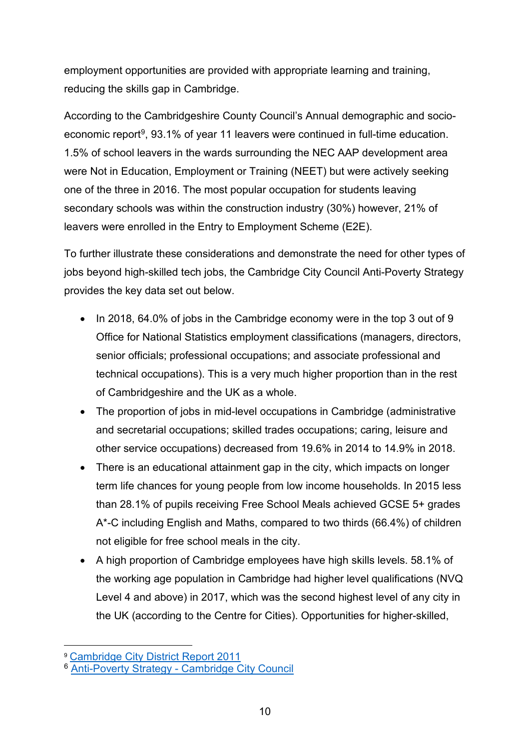employment opportunities are provided with appropriate learning and training, reducing the skills gap in Cambridge.

According to the Cambridgeshire County Council's Annual demographic and socio-economic report[9], 93.1% of year 11 leavers were continued in full-time education. 1.5% of school leavers in the wards surrounding the NEC AAP development area were Not in Education, Employment or Training (NEET) but were actively seeking one of the three in 2016. The most popular occupation for students leaving secondary schools was within the construction industry (30%) however, 21% of leavers were enrolled in the Entry to Employment Scheme (E2E).

To further illustrate these considerations and demonstrate the need for other types of jobs beyond high-skilled tech jobs, the Cambridge City Council Anti-Poverty Strategy provides the key data set out below.

- In 2018, 64.0% of jobs in the Cambridge economy were in the top 3 out of 9 Office for National Statistics employment classifications (managers, directors, senior officials; professional occupations; and associate professional and technical occupations). This is a very much higher proportion than in the rest of Cambridgeshire and the UK as a whole.
- The proportion of jobs in mid-level occupations in Cambridge (administrative and secretarial occupations; skilled trades occupations; caring, leisure and other service occupations) decreased from 19.6% in 2014 to 14.9% in 2018.
- There is an educational attainment gap in the city, which impacts on longer term life chances for young people from low income households. In 2015 less than 28.1% of pupils receiving Free School Meals achieved GCSE 5+ grades A*-C including English and Maths, compared to two thirds (66.4%) of children not eligible for free school meals in the city.
- A high proportion of Cambridge employees have high skills levels. 58.1% of the working age population in Cambridge had higher level qualifications (NVQ Level 4 and above) in 2017, which was the second highest level of any city in the UK (according to the Centre for Cities). Opportunities for higher-skilled,

---

[9] Cambridge City District Report 2011

[6] Anti-Poverty Strategy - Cambridge City Council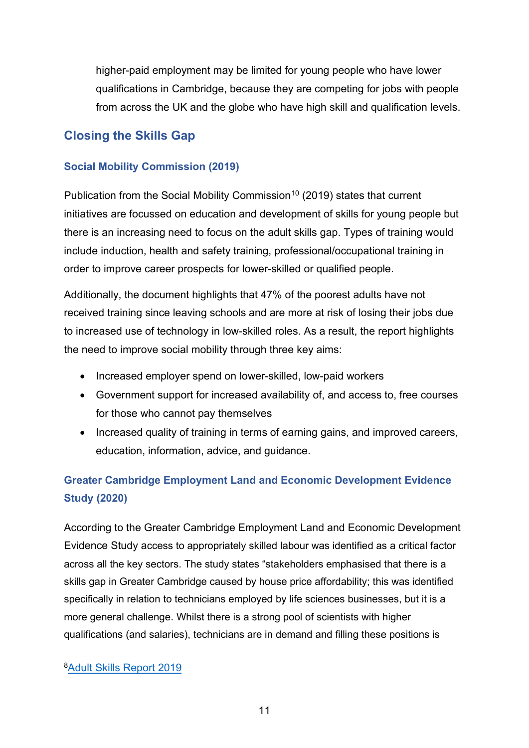higher-paid employment may be limited for young people who have lower qualifications in Cambridge, because they are competing for jobs with people from across the UK and the globe who have high skill and qualification levels.

## Closing the Skills Gap

### Social Mobility Commission (2019)

Publication from the Social Mobility Commission[10] (2019) states that current initiatives are focussed on education and development of skills for young people but there is an increasing need to focus on the adult skills gap. Types of training would include induction, health and safety training, professional/occupational training in order to improve career prospects for lower-skilled or qualified people.

Additionally, the document highlights that 47% of the poorest adults have not received training since leaving schools and are more at risk of losing their jobs due to increased use of technology in low-skilled roles. As a result, the report highlights the need to improve social mobility through three key aims:

- Increased employer spend on lower-skilled, low-paid workers
- Government support for increased availability of, and access to, free courses for those who cannot pay themselves
- Increased quality of training in terms of earning gains, and improved careers, education, information, advice, and guidance.

### Greater Cambridge Employment Land and Economic Development Evidence Study (2020)

According to the Greater Cambridge Employment Land and Economic Development Evidence Study access to appropriately skilled labour was identified as a critical factor across all the key sectors. The study states "stakeholders emphasised that there is a skills gap in Greater Cambridge caused by house price affordability; this was identified specifically in relation to technicians employed by life sciences businesses, but it is a more general challenge. Whilst there is a strong pool of scientists with higher qualifications (and salaries), technicians are in demand and filling these positions is

---

[8] Adult Skills Report 2019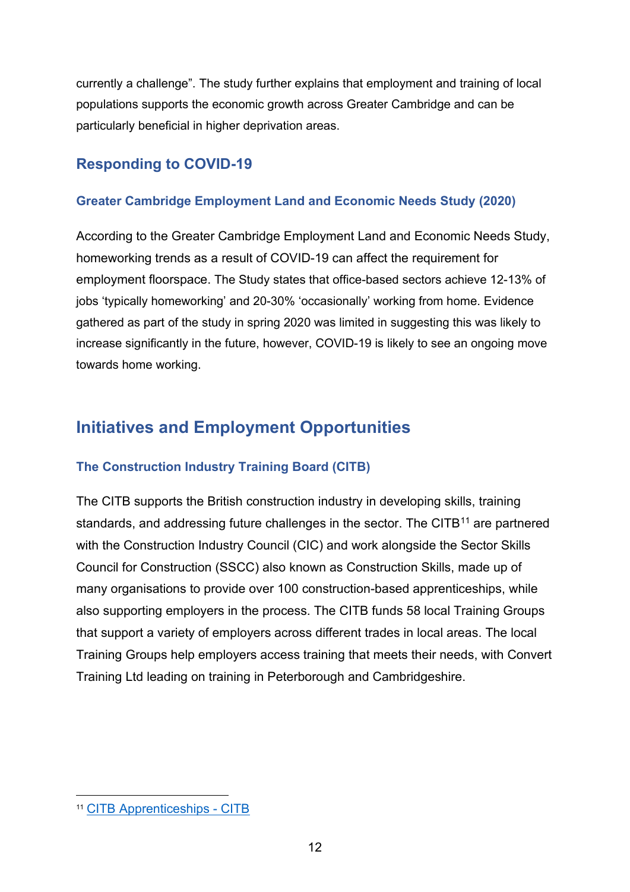currently a challenge". The study further explains that employment and training of local populations supports the economic growth across Greater Cambridge and can be particularly beneficial in higher deprivation areas.

### Responding to COVID-19

#### Greater Cambridge Employment Land and Economic Needs Study (2020)

According to the Greater Cambridge Employment Land and Economic Needs Study, homeworking trends as a result of COVID-19 can affect the requirement for employment floorspace. The Study states that office-based sectors achieve 12-13% of jobs 'typically homeworking' and 20-30% 'occasionally' working from home. Evidence gathered as part of the study in spring 2020 was limited in suggesting this was likely to increase significantly in the future, however, COVID-19 is likely to see an ongoing move towards home working.

## Initiatives and Employment Opportunities

#### The Construction Industry Training Board (CITB)

The CITB supports the British construction industry in developing skills, training standards, and addressing future challenges in the sector. The CITB[11] are partnered with the Construction Industry Council (CIC) and work alongside the Sector Skills Council for Construction (SSCC) also known as Construction Skills, made up of many organisations to provide over 100 construction-based apprenticeships, while also supporting employers in the process. The CITB funds 58 local Training Groups that support a variety of employers across different trades in local areas. The local Training Groups help employers access training that meets their needs, with Convert Training Ltd leading on training in Peterborough and Cambridgeshire.

[11] CITB Apprenticeships - CITB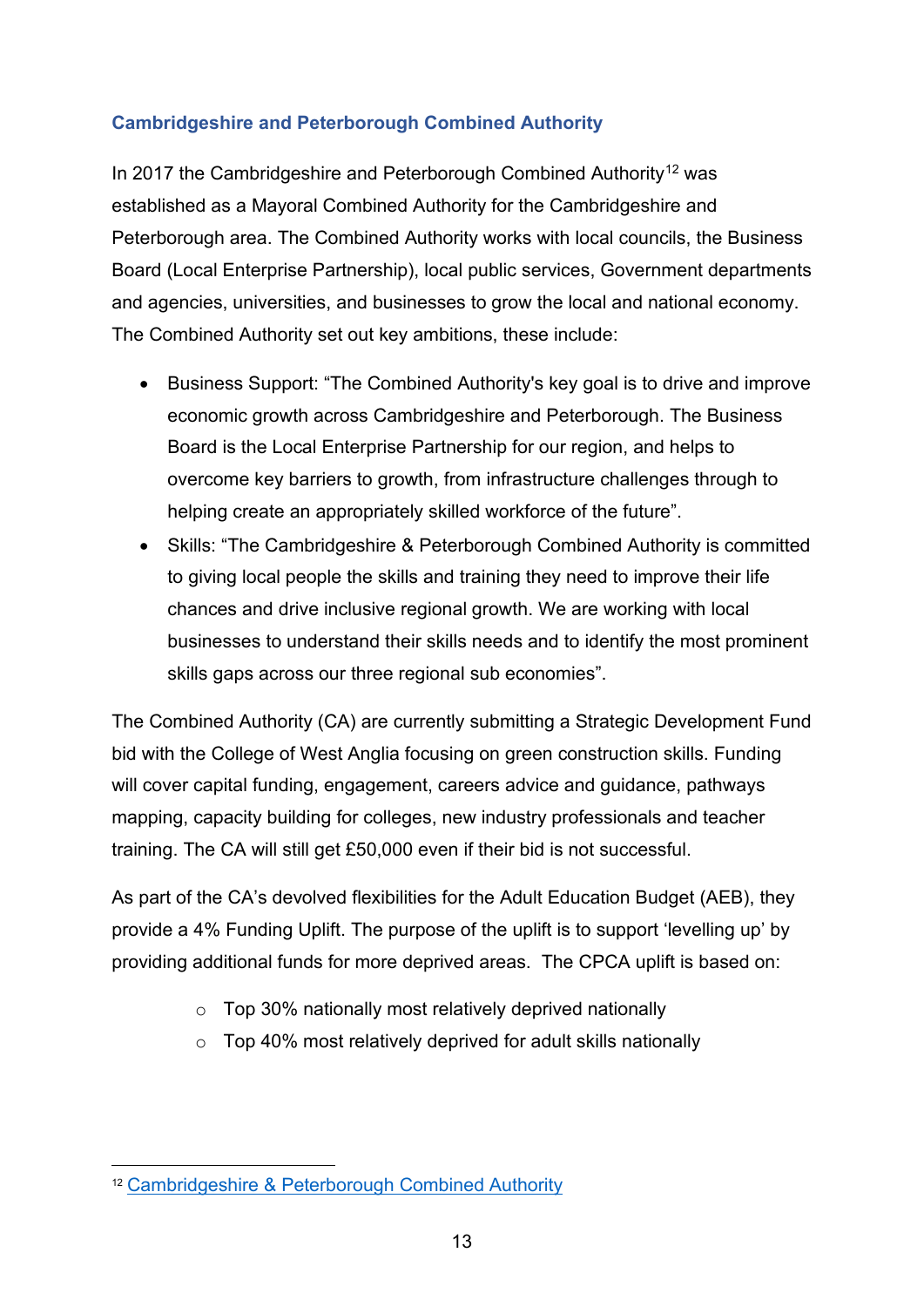### Cambridgeshire and Peterborough Combined Authority

In 2017 the Cambridgeshire and Peterborough Combined Authority[12] was established as a Mayoral Combined Authority for the Cambridgeshire and Peterborough area. The Combined Authority works with local councils, the Business Board (Local Enterprise Partnership), local public services, Government departments and agencies, universities, and businesses to grow the local and national economy. The Combined Authority set out key ambitions, these include:

- Business Support: "The Combined Authority's key goal is to drive and improve economic growth across Cambridgeshire and Peterborough. The Business Board is the Local Enterprise Partnership for our region, and helps to overcome key barriers to growth, from infrastructure challenges through to helping create an appropriately skilled workforce of the future".
- Skills: "The Cambridgeshire & Peterborough Combined Authority is committed to giving local people the skills and training they need to improve their life chances and drive inclusive regional growth. We are working with local businesses to understand their skills needs and to identify the most prominent skills gaps across our three regional sub economies".

The Combined Authority (CA) are currently submitting a Strategic Development Fund bid with the College of West Anglia focusing on green construction skills. Funding will cover capital funding, engagement, careers advice and guidance, pathways mapping, capacity building for colleges, new industry professionals and teacher training. The CA will still get £50,000 even if their bid is not successful.

As part of the CA's devolved flexibilities for the Adult Education Budget (AEB), they provide a 4% Funding Uplift. The purpose of the uplift is to support 'levelling up' by providing additional funds for more deprived areas. The CPCA uplift is based on:

- Top 30% nationally most relatively deprived nationally
- Top 40% most relatively deprived for adult skills nationally

---

[12] Cambridgeshire & Peterborough Combined Authority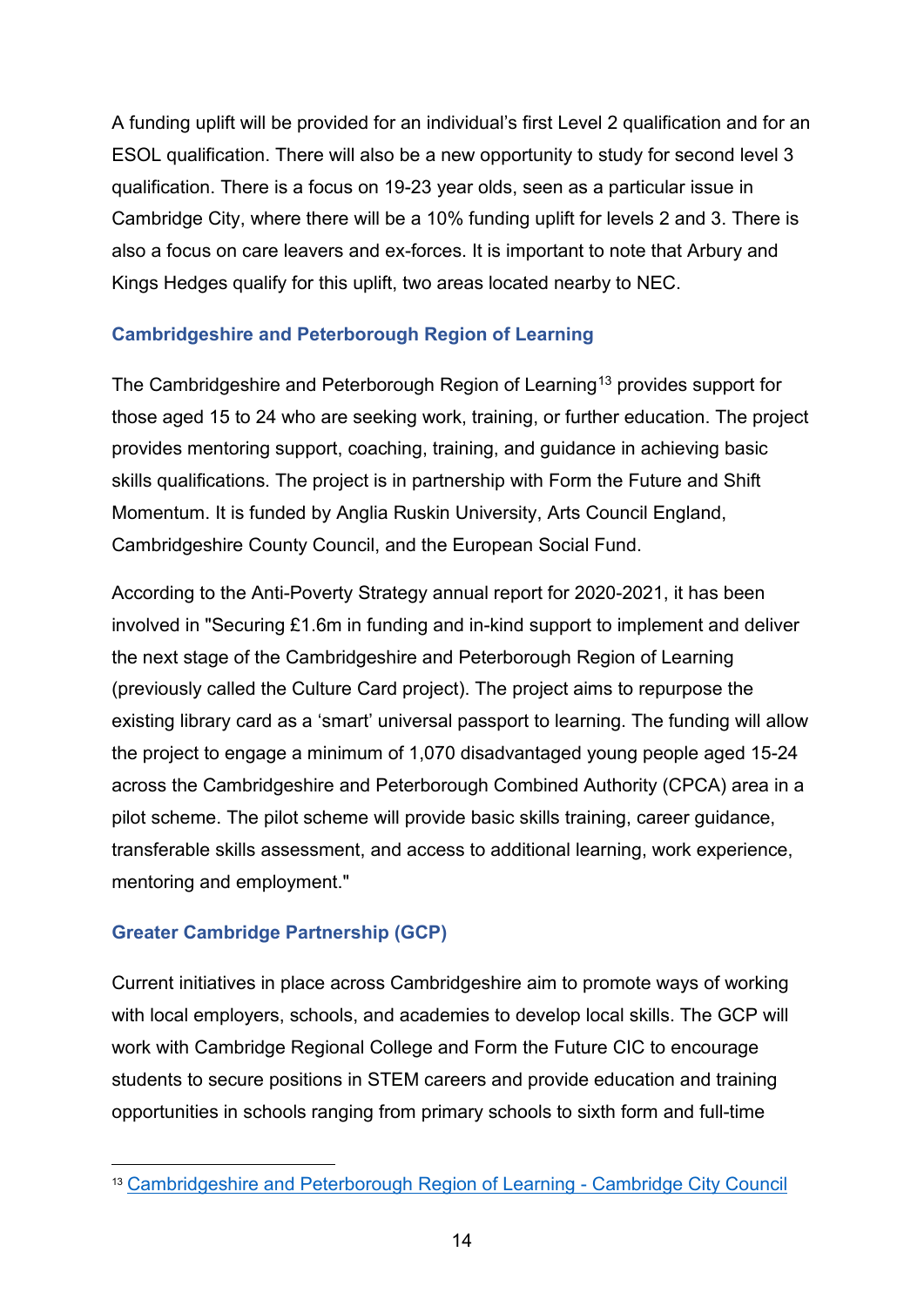A funding uplift will be provided for an individual's first Level 2 qualification and for an ESOL qualification. There will also be a new opportunity to study for second level 3 qualification. There is a focus on 19-23 year olds, seen as a particular issue in Cambridge City, where there will be a 10% funding uplift for levels 2 and 3. There is also a focus on care leavers and ex-forces. It is important to note that Arbury and Kings Hedges qualify for this uplift, two areas located nearby to NEC.

### Cambridgeshire and Peterborough Region of Learning

The Cambridgeshire and Peterborough Region of Learning[13] provides support for those aged 15 to 24 who are seeking work, training, or further education. The project provides mentoring support, coaching, training, and guidance in achieving basic skills qualifications. The project is in partnership with Form the Future and Shift Momentum. It is funded by Anglia Ruskin University, Arts Council England, Cambridgeshire County Council, and the European Social Fund.

According to the Anti-Poverty Strategy annual report for 2020-2021, it has been involved in "Securing £1.6m in funding and in-kind support to implement and deliver the next stage of the Cambridgeshire and Peterborough Region of Learning (previously called the Culture Card project). The project aims to repurpose the existing library card as a 'smart' universal passport to learning. The funding will allow the project to engage a minimum of 1,070 disadvantaged young people aged 15-24 across the Cambridgeshire and Peterborough Combined Authority (CPCA) area in a pilot scheme. The pilot scheme will provide basic skills training, career guidance, transferable skills assessment, and access to additional learning, work experience, mentoring and employment."

### Greater Cambridge Partnership (GCP)

Current initiatives in place across Cambridgeshire aim to promote ways of working with local employers, schools, and academies to develop local skills. The GCP will work with Cambridge Regional College and Form the Future CIC to encourage students to secure positions in STEM careers and provide education and training opportunities in schools ranging from primary schools to sixth form and full-time

[13] Cambridgeshire and Peterborough Region of Learning - Cambridge City Council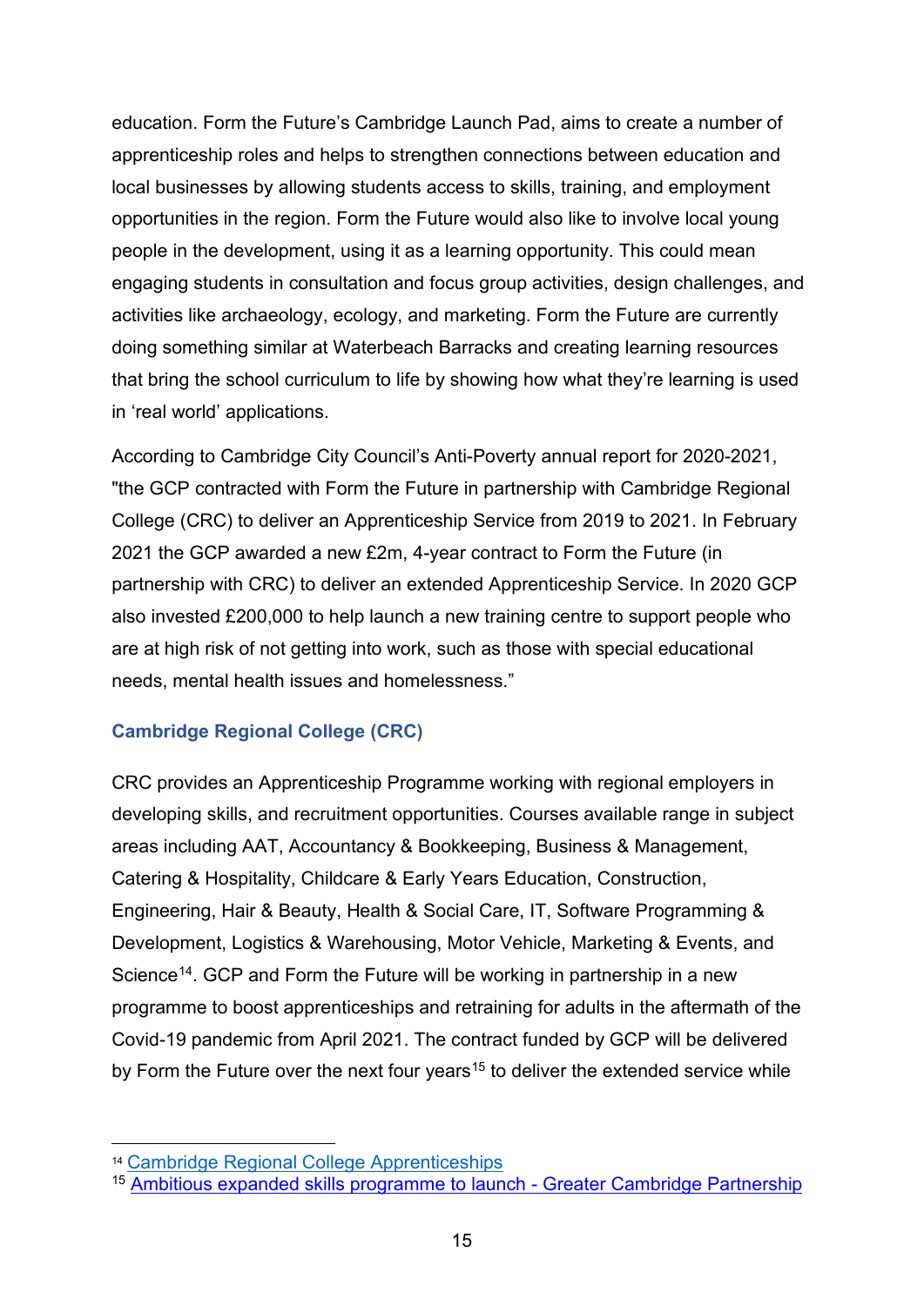education. Form the Future's Cambridge Launch Pad, aims to create a number of apprenticeship roles and helps to strengthen connections between education and local businesses by allowing students access to skills, training, and employment opportunities in the region. Form the Future would also like to involve local young people in the development, using it as a learning opportunity. This could mean engaging students in consultation and focus group activities, design challenges, and activities like archaeology, ecology, and marketing. Form the Future are currently doing something similar at Waterbeach Barracks and creating learning resources that bring the school curriculum to life by showing how what they're learning is used in 'real world' applications.

According to Cambridge City Council's Anti-Poverty annual report for 2020-2021, "the GCP contracted with Form the Future in partnership with Cambridge Regional College (CRC) to deliver an Apprenticeship Service from 2019 to 2021. In February 2021 the GCP awarded a new £2m, 4-year contract to Form the Future (in partnership with CRC) to deliver an extended Apprenticeship Service. In 2020 GCP also invested £200,000 to help launch a new training centre to support people who are at high risk of not getting into work, such as those with special educational needs, mental health issues and homelessness."

### Cambridge Regional College (CRC)

CRC provides an Apprenticeship Programme working with regional employers in developing skills, and recruitment opportunities. Courses available range in subject areas including AAT, Accountancy & Bookkeeping, Business & Management, Catering & Hospitality, Childcare & Early Years Education, Construction, Engineering, Hair & Beauty, Health & Social Care, IT, Software Programming & Development, Logistics & Warehousing, Motor Vehicle, Marketing & Events, and Science[14]. GCP and Form the Future will be working in partnership in a new programme to boost apprenticeships and retraining for adults in the aftermath of the Covid-19 pandemic from April 2021. The contract funded by GCP will be delivered by Form the Future over the next four years[15] to deliver the extended service while

---

[14] Cambridge Regional College Apprenticeships

[15] Ambitious expanded skills programme to launch - Greater Cambridge Partnership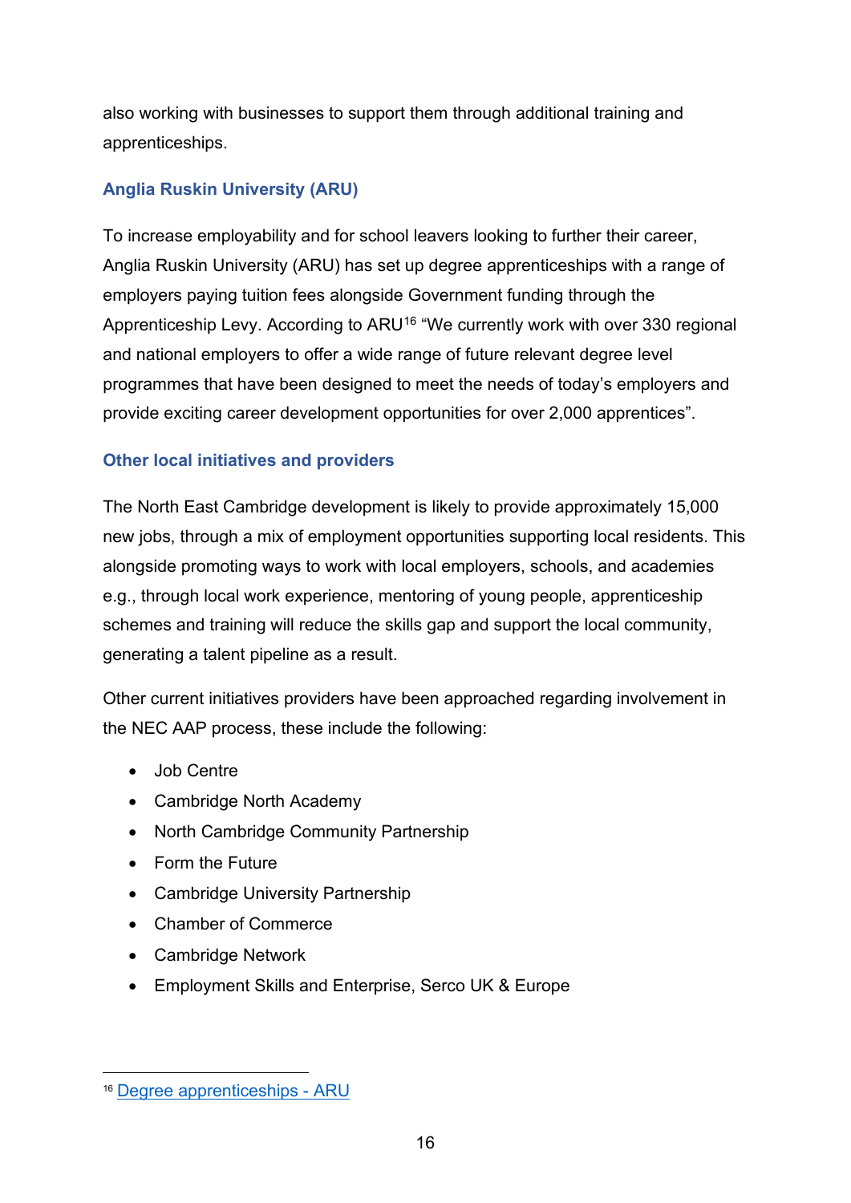also working with businesses to support them through additional training and apprenticeships.

### Anglia Ruskin University (ARU)

To increase employability and for school leavers looking to further their career, Anglia Ruskin University (ARU) has set up degree apprenticeships with a range of employers paying tuition fees alongside Government funding through the Apprenticeship Levy. According to ARU[16] "We currently work with over 330 regional and national employers to offer a wide range of future relevant degree level programmes that have been designed to meet the needs of today's employers and provide exciting career development opportunities for over 2,000 apprentices".

### Other local initiatives and providers

The North East Cambridge development is likely to provide approximately 15,000 new jobs, through a mix of employment opportunities supporting local residents. This alongside promoting ways to work with local employers, schools, and academies e.g., through local work experience, mentoring of young people, apprenticeship schemes and training will reduce the skills gap and support the local community, generating a talent pipeline as a result.

Other current initiatives providers have been approached regarding involvement in the NEC AAP process, these include the following:

- Job Centre
- Cambridge North Academy
- North Cambridge Community Partnership
- Form the Future
- Cambridge University Partnership
- Chamber of Commerce
- Cambridge Network
- Employment Skills and Enterprise, Serco UK & Europe

[16] Degree apprenticeships - ARU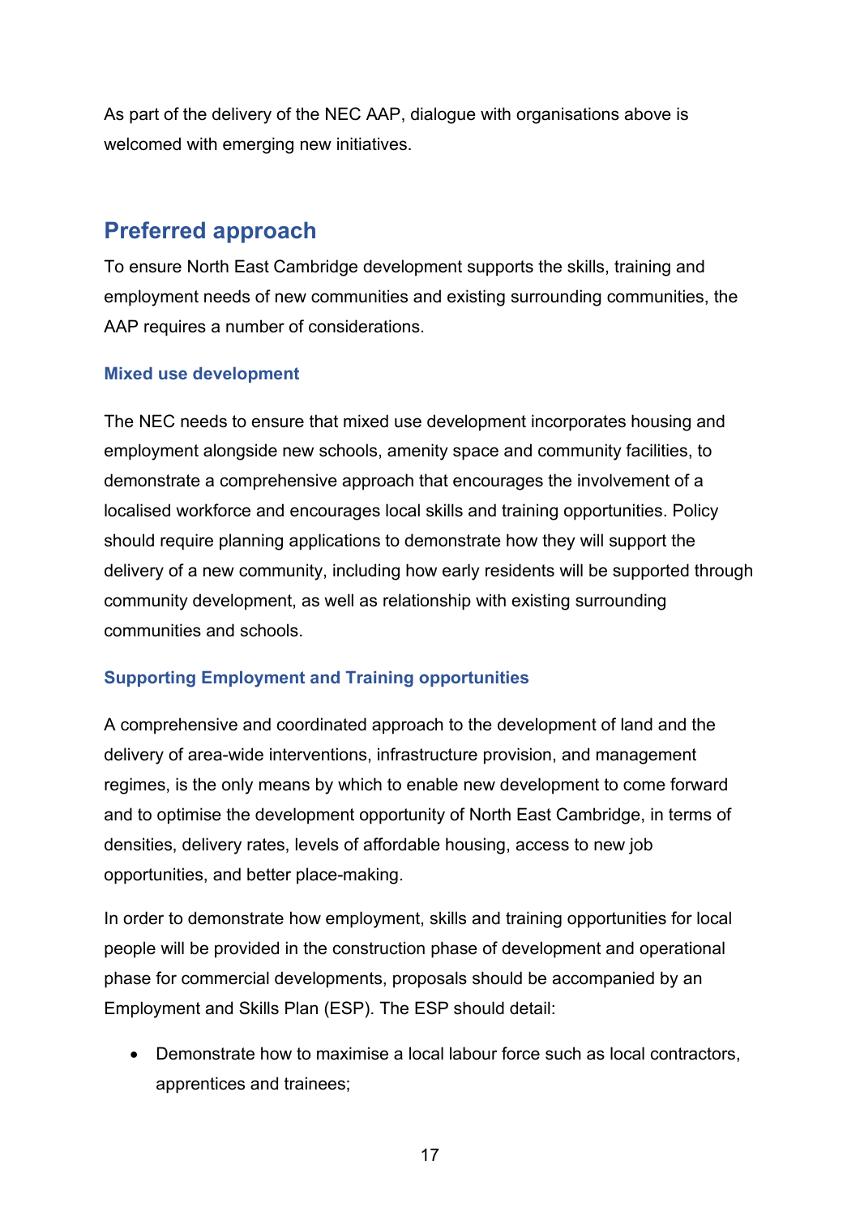As part of the delivery of the NEC AAP, dialogue with organisations above is welcomed with emerging new initiatives.

## Preferred approach

To ensure North East Cambridge development supports the skills, training and employment needs of new communities and existing surrounding communities, the AAP requires a number of considerations.

### Mixed use development

The NEC needs to ensure that mixed use development incorporates housing and employment alongside new schools, amenity space and community facilities, to demonstrate a comprehensive approach that encourages the involvement of a localised workforce and encourages local skills and training opportunities. Policy should require planning applications to demonstrate how they will support the delivery of a new community, including how early residents will be supported through community development, as well as relationship with existing surrounding communities and schools.

### Supporting Employment and Training opportunities

A comprehensive and coordinated approach to the development of land and the delivery of area-wide interventions, infrastructure provision, and management regimes, is the only means by which to enable new development to come forward and to optimise the development opportunity of North East Cambridge, in terms of densities, delivery rates, levels of affordable housing, access to new job opportunities, and better place-making.

In order to demonstrate how employment, skills and training opportunities for local people will be provided in the construction phase of development and operational phase for commercial developments, proposals should be accompanied by an Employment and Skills Plan (ESP). The ESP should detail:

- Demonstrate how to maximise a local labour force such as local contractors, apprentices and trainees;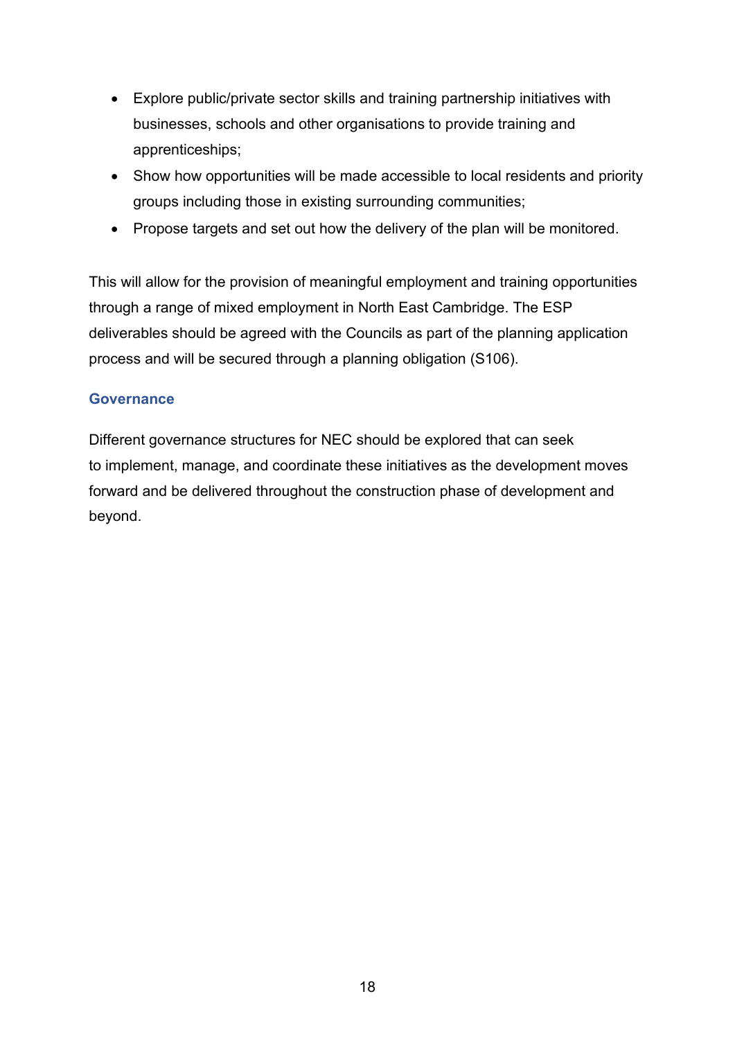- Explore public/private sector skills and training partnership initiatives with businesses, schools and other organisations to provide training and apprenticeships;
- Show how opportunities will be made accessible to local residents and priority groups including those in existing surrounding communities;
- Propose targets and set out how the delivery of the plan will be monitored.

This will allow for the provision of meaningful employment and training opportunities through a range of mixed employment in North East Cambridge. The ESP deliverables should be agreed with the Councils as part of the planning application process and will be secured through a planning obligation (S106).

### Governance

Different governance structures for NEC should be explored that can seek to implement, manage, and coordinate these initiatives as the development moves forward and be delivered throughout the construction phase of development and beyond.